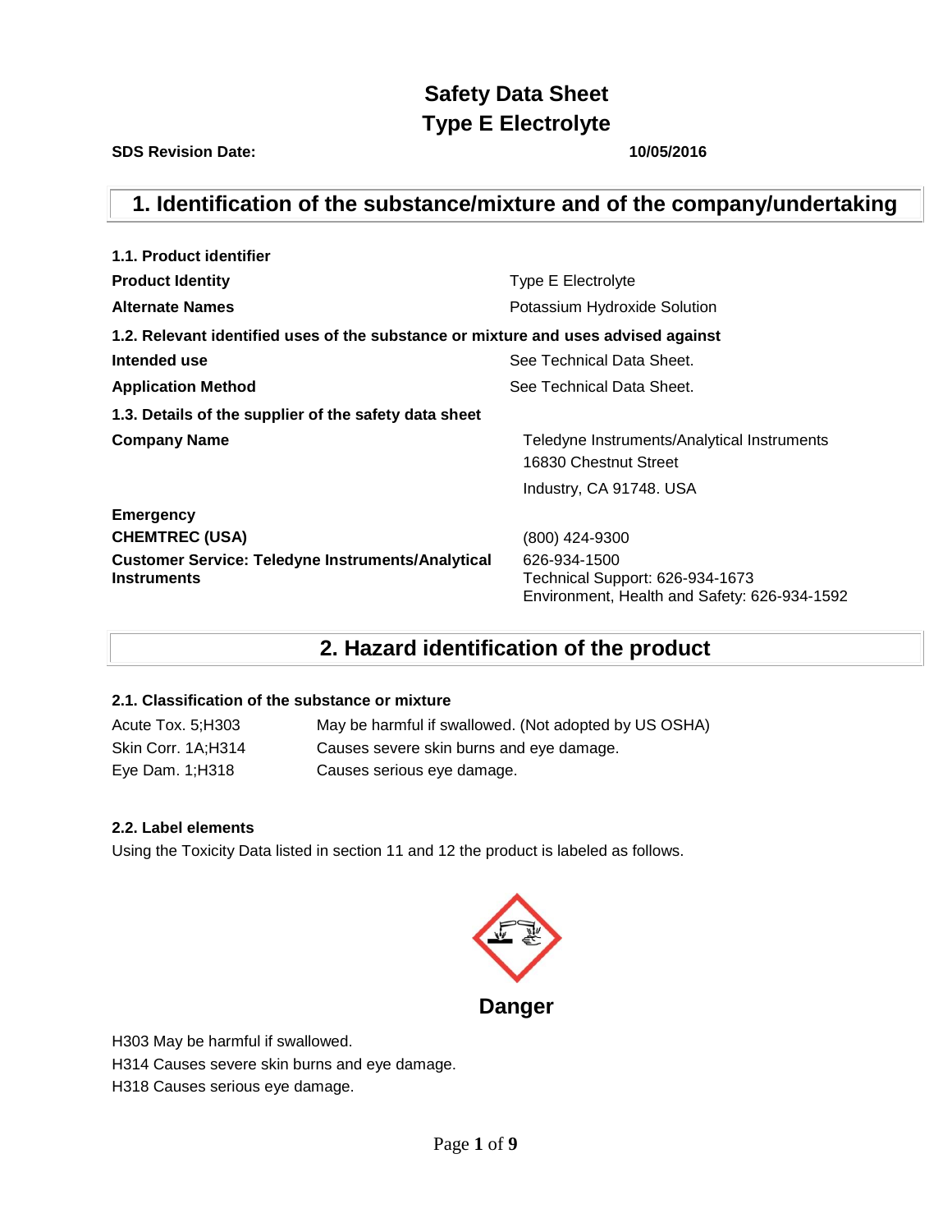# Safety Data Sheet
# Type E Electrolyte

**SDS Revision Date:** **10/05/2016**

## 1. Identification of the substance/mixture and of the company/undertaking

**1.1. Product identifier**

| | |
|---|---|
| **Product Identity** | Type E Electrolyte |
| **Alternate Names** | Potassium Hydroxide Solution |

**1.2. Relevant identified uses of the substance or mixture and uses advised against**

| | |
|---|---|
| **Intended use** | See Technical Data Sheet. |
| **Application Method** | See Technical Data Sheet. |

**1.3. Details of the supplier of the safety data sheet**

| | |
|---|---|
| **Company Name** | Teledyne Instruments/Analytical Instruments<br>16830 Chestnut Street<br>Industry, CA 91748. USA |
| **Emergency** | |
| **CHEMTREC (USA)** | (800) 424-9300 |
| **Customer Service: Teledyne Instruments/Analytical Instruments** | 626-934-1500<br>Technical Support: 626-934-1673<br>Environment, Health and Safety: 626-934-1592 |

## 2. Hazard identification of the product

**2.1. Classification of the substance or mixture**

| | |
|---|---|
| Acute Tox. 5;H303 | May be harmful if swallowed. (Not adopted by US OSHA) |
| Skin Corr. 1A;H314 | Causes severe skin burns and eye damage. |
| Eye Dam. 1;H318 | Causes serious eye damage. |

**2.2. Label elements**

Using the Toxicity Data listed in section 11 and 12 the product is labeled as follows.

**Danger**

H303 May be harmful if swallowed.

H314 Causes severe skin burns and eye damage.

H318 Causes serious eye damage.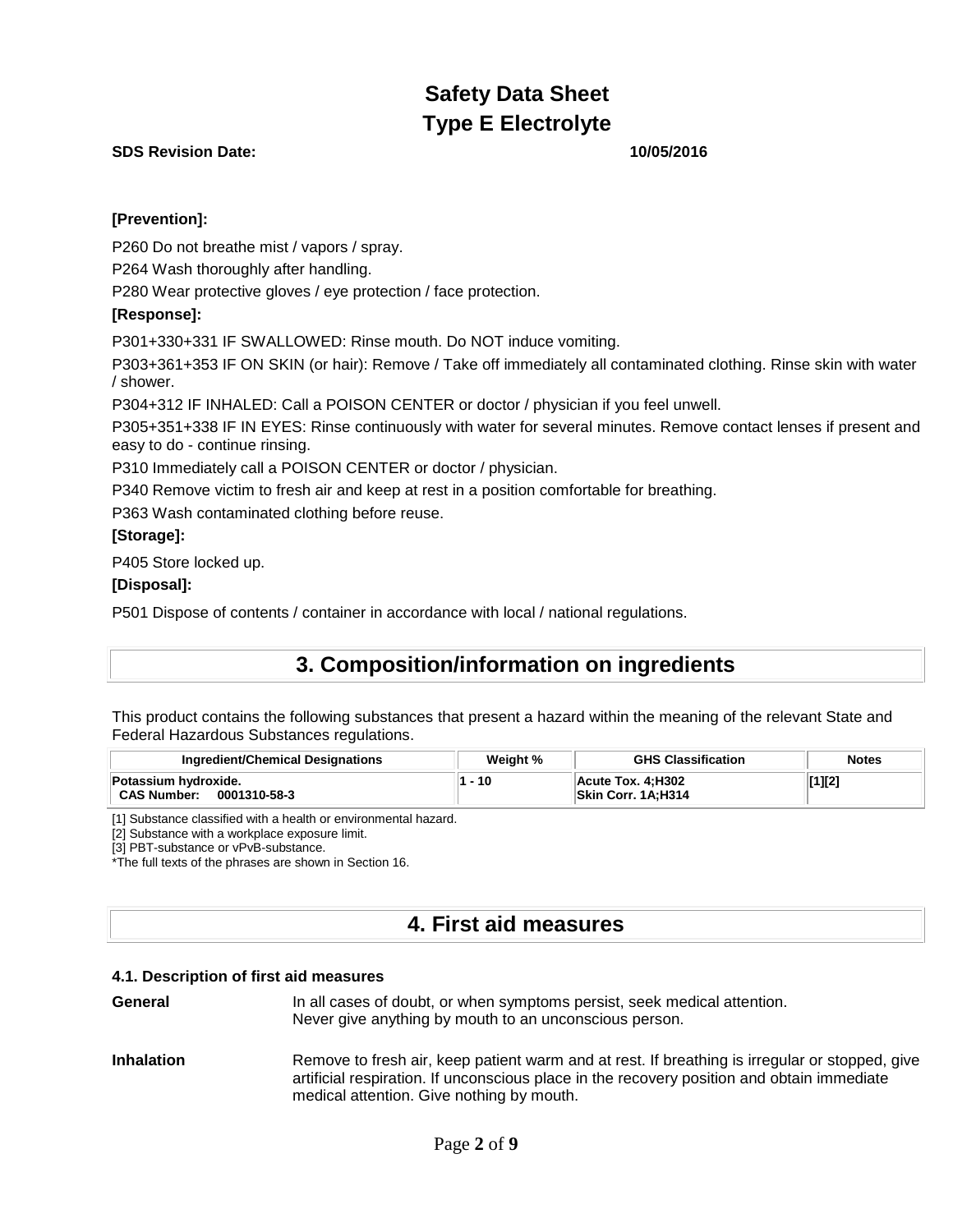# Safety Data Sheet
# Type E Electrolyte

**SDS Revision Date:** **10/05/2016**

**[Prevention]:**

P260 Do not breathe mist / vapors / spray.

P264 Wash thoroughly after handling.

P280 Wear protective gloves / eye protection / face protection.

**[Response]:**

P301+330+331 IF SWALLOWED: Rinse mouth. Do NOT induce vomiting.

P303+361+353 IF ON SKIN (or hair): Remove / Take off immediately all contaminated clothing. Rinse skin with water / shower.

P304+312 IF INHALED: Call a POISON CENTER or doctor / physician if you feel unwell.

P305+351+338 IF IN EYES: Rinse continuously with water for several minutes. Remove contact lenses if present and easy to do - continue rinsing.

P310 Immediately call a POISON CENTER or doctor / physician.

P340 Remove victim to fresh air and keep at rest in a position comfortable for breathing.

P363 Wash contaminated clothing before reuse.

**[Storage]:**

P405 Store locked up.

**[Disposal]:**

P501 Dispose of contents / container in accordance with local / national regulations.

## 3. Composition/information on ingredients

This product contains the following substances that present a hazard within the meaning of the relevant State and Federal Hazardous Substances regulations.

| Ingredient/Chemical Designations | Weight % | GHS Classification | Notes |
|---|---|---|---|
| **Potassium hydroxide.** **CAS Number: 0001310-58-3** | 1 - 10 | **Acute Tox. 4;H302** **Skin Corr. 1A;H314** | [1][2] |

[1] Substance classified with a health or environmental hazard.
[2] Substance with a workplace exposure limit.
[3] PBT-substance or vPvB-substance.
*The full texts of the phrases are shown in Section 16.

## 4. First aid measures

### 4.1. Description of first aid measures

**General**

In all cases of doubt, or when symptoms persist, seek medical attention.
Never give anything by mouth to an unconscious person.

**Inhalation**

Remove to fresh air, keep patient warm and at rest. If breathing is irregular or stopped, give artificial respiration. If unconscious place in the recovery position and obtain immediate medical attention. Give nothing by mouth.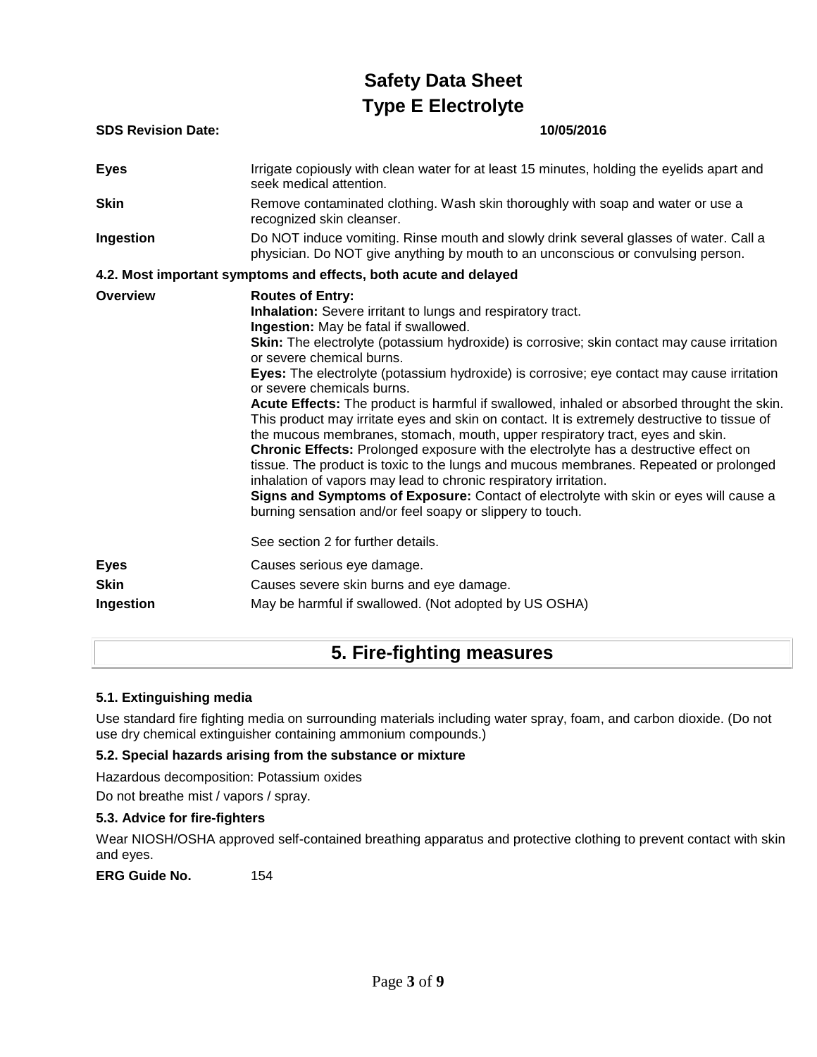| | |
|---|---|
| **Eyes** | Irrigate copiously with clean water for at least 15 minutes, holding the eyelids apart and seek medical attention. |
| **Skin** | Remove contaminated clothing. Wash skin thoroughly with soap and water or use a recognized skin cleanser. |
| **Ingestion** | Do NOT induce vomiting. Rinse mouth and slowly drink several glasses of water. Call a physician. Do NOT give anything by mouth to an unconscious or convulsing person. |

### 4.2. Most important symptoms and effects, both acute and delayed

**Overview**

**Routes of Entry:**
**Inhalation:** Severe irritant to lungs and respiratory tract.
**Ingestion:** May be fatal if swallowed.
**Skin:** The electrolyte (potassium hydroxide) is corrosive; skin contact may cause irritation or severe chemical burns.
**Eyes:** The electrolyte (potassium hydroxide) is corrosive; eye contact may cause irritation or severe chemicals burns.
**Acute Effects:** The product is harmful if swallowed, inhaled or absorbed throught the skin. This product may irritate eyes and skin on contact. It is extremely destructive to tissue of the mucous membranes, stomach, mouth, upper respiratory tract, eyes and skin.
**Chronic Effects:** Prolonged exposure with the electrolyte has a destructive effect on tissue. The product is toxic to the lungs and mucous membranes. Repeated or prolonged inhalation of vapors may lead to chronic respiratory irritation.
**Signs and Symptoms of Exposure:** Contact of electrolyte with skin or eyes will cause a burning sensation and/or feel soapy or slippery to touch.

See section 2 for further details.

| | |
|---|---|
| **Eyes** | Causes serious eye damage. |
| **Skin** | Causes severe skin burns and eye damage. |
| **Ingestion** | May be harmful if swallowed. (Not adopted by US OSHA) |

## 5. Fire-fighting measures

### 5.1. Extinguishing media

Use standard fire fighting media on surrounding materials including water spray, foam, and carbon dioxide. (Do not use dry chemical extinguisher containing ammonium compounds.)

### 5.2. Special hazards arising from the substance or mixture

Hazardous decomposition: Potassium oxides

Do not breathe mist / vapors / spray.

### 5.3. Advice for fire-fighters

Wear NIOSH/OSHA approved self-contained breathing apparatus and protective clothing to prevent contact with skin and eyes.

**ERG Guide No.** 154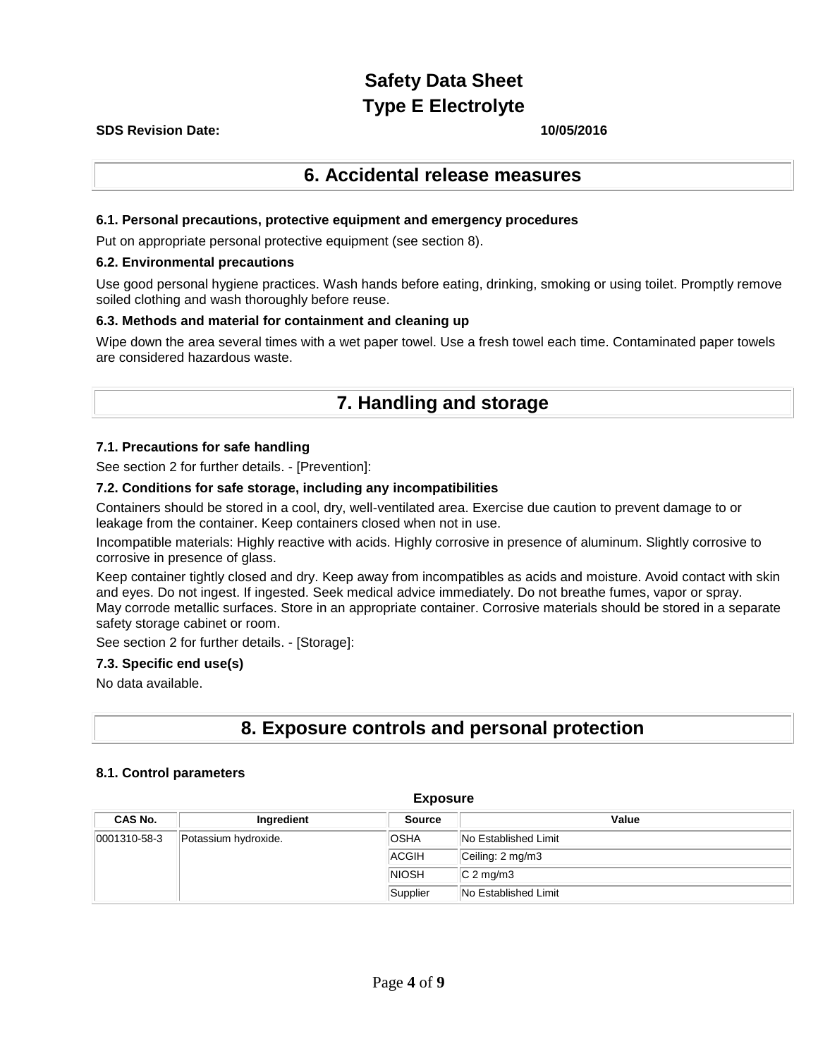# Safety Data Sheet
# Type E Electrolyte

**SDS Revision Date:** **10/05/2016**

## 6. Accidental release measures

### 6.1. Personal precautions, protective equipment and emergency procedures

Put on appropriate personal protective equipment (see section 8).

### 6.2. Environmental precautions

Use good personal hygiene practices. Wash hands before eating, drinking, smoking or using toilet. Promptly remove soiled clothing and wash thoroughly before reuse.

### 6.3. Methods and material for containment and cleaning up

Wipe down the area several times with a wet paper towel. Use a fresh towel each time. Contaminated paper towels are considered hazardous waste.

## 7. Handling and storage

### 7.1. Precautions for safe handling

See section 2 for further details. - [Prevention]:

### 7.2. Conditions for safe storage, including any incompatibilities

Containers should be stored in a cool, dry, well-ventilated area. Exercise due caution to prevent damage to or leakage from the container. Keep containers closed when not in use.

Incompatible materials: Highly reactive with acids. Highly corrosive in presence of aluminum. Slightly corrosive to corrosive in presence of glass.

Keep container tightly closed and dry. Keep away from incompatibles as acids and moisture. Avoid contact with skin and eyes. Do not ingest. If ingested. Seek medical advice immediately. Do not breathe fumes, vapor or spray.
May corrode metallic surfaces. Store in an appropriate container. Corrosive materials should be stored in a separate safety storage cabinet or room.

See section 2 for further details. - [Storage]:

### 7.3. Specific end use(s)

No data available.

## 8. Exposure controls and personal protection

### 8.1. Control parameters

**Exposure**

| CAS No. | Ingredient | Source | Value |
|---|---|---|---|
| 0001310-58-3 | Potassium hydroxide. | OSHA | No Established Limit |
| | | ACGIH | Ceiling: 2 mg/m3 |
| | | NIOSH | C 2 mg/m3 |
| | | Supplier | No Established Limit |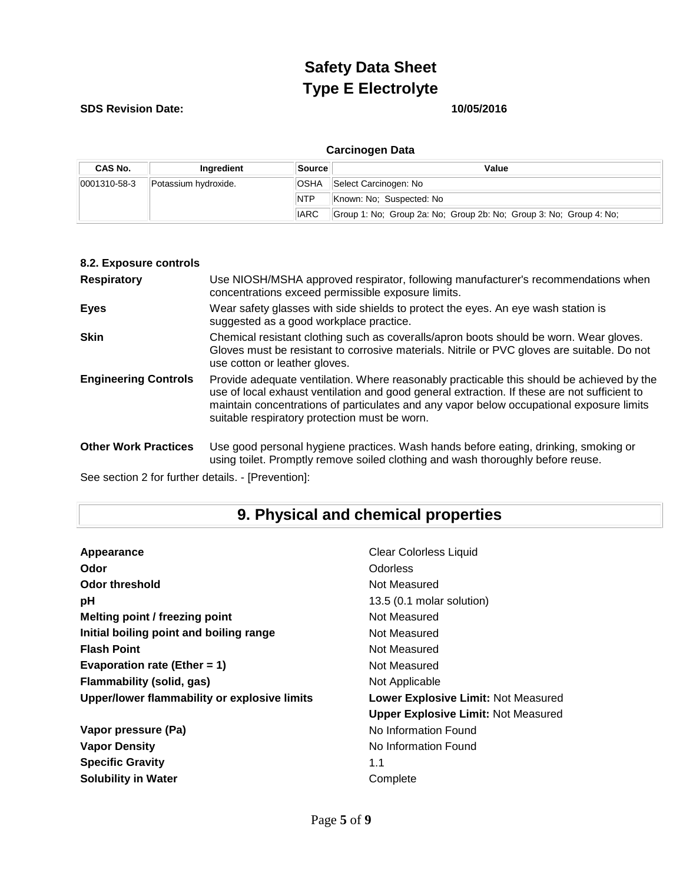**Carcinogen Data**

| CAS No. | Ingredient | Source | Value |
|---|---|---|---|
| 0001310-58-3 | Potassium hydroxide. | OSHA | Select Carcinogen: No |
| | | NTP | Known: No; Suspected: No |
| | | IARC | Group 1: No; Group 2a: No; Group 2b: No; Group 3: No; Group 4: No; |

**8.2. Exposure controls**

**Respiratory** Use NIOSH/MSHA approved respirator, following manufacturer's recommendations when concentrations exceed permissible exposure limits.

**Eyes** Wear safety glasses with side shields to protect the eyes. An eye wash station is suggested as a good workplace practice.

**Skin** Chemical resistant clothing such as coveralls/apron boots should be worn. Wear gloves. Gloves must be resistant to corrosive materials. Nitrile or PVC gloves are suitable. Do not use cotton or leather gloves.

**Engineering Controls** Provide adequate ventilation. Where reasonably practicable this should be achieved by the use of local exhaust ventilation and good general extraction. If these are not sufficient to maintain concentrations of particulates and any vapor below occupational exposure limits suitable respiratory protection must be worn.

**Other Work Practices** Use good personal hygiene practices. Wash hands before eating, drinking, smoking or using toilet. Promptly remove soiled clothing and wash thoroughly before reuse.

See section 2 for further details. - [Prevention]:

## 9. Physical and chemical properties

| | |
|---|---|
| **Appearance** | Clear Colorless Liquid |
| **Odor** | Odorless |
| **Odor threshold** | Not Measured |
| **pH** | 13.5 (0.1 molar solution) |
| **Melting point / freezing point** | Not Measured |
| **Initial boiling point and boiling range** | Not Measured |
| **Flash Point** | Not Measured |
| **Evaporation rate (Ether = 1)** | Not Measured |
| **Flammability (solid, gas)** | Not Applicable |
| **Upper/lower flammability or explosive limits** | **Lower Explosive Limit:** Not Measured |
| | **Upper Explosive Limit:** Not Measured |
| **Vapor pressure (Pa)** | No Information Found |
| **Vapor Density** | No Information Found |
| **Specific Gravity** | 1.1 |
| **Solubility in Water** | Complete |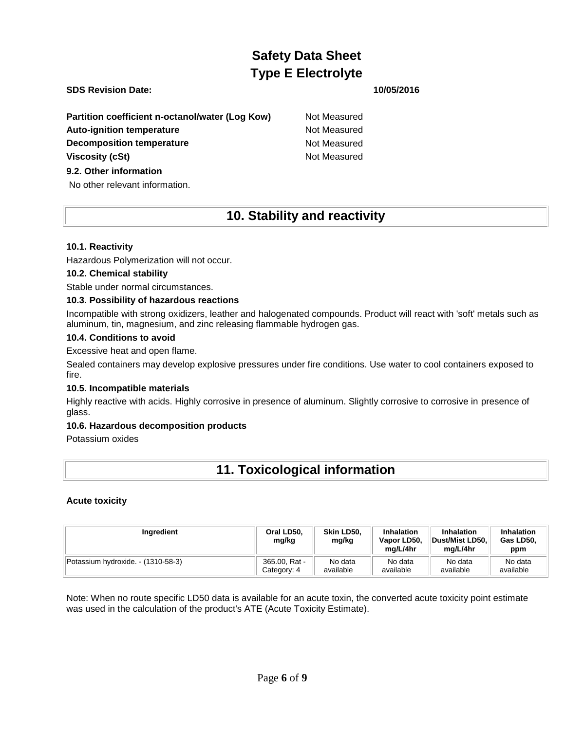| | |
|---|---|
| **Partition coefficient n-octanol/water (Log Kow)** | Not Measured |
| **Auto-ignition temperature** | Not Measured |
| **Decomposition temperature** | Not Measured |
| **Viscosity (cSt)** | Not Measured |

### 9.2. Other information

No other relevant information.

## 10. Stability and reactivity

### 10.1. Reactivity

Hazardous Polymerization will not occur.

### 10.2. Chemical stability

Stable under normal circumstances.

### 10.3. Possibility of hazardous reactions

Incompatible with strong oxidizers, leather and halogenated compounds. Product will react with 'soft' metals such as aluminum, tin, magnesium, and zinc releasing flammable hydrogen gas.

### 10.4. Conditions to avoid

Excessive heat and open flame.

Sealed containers may develop explosive pressures under fire conditions. Use water to cool containers exposed to fire.

### 10.5. Incompatible materials

Highly reactive with acids. Highly corrosive in presence of aluminum. Slightly corrosive to corrosive in presence of glass.

### 10.6. Hazardous decomposition products

Potassium oxides

## 11. Toxicological information

**Acute toxicity**

| Ingredient | Oral LD50, mg/kg | Skin LD50, mg/kg | Inhalation Vapor LD50, mg/L/4hr | Inhalation Dust/Mist LD50, mg/L/4hr | Inhalation Gas LD50, ppm |
|---|---|---|---|---|---|
| Potassium hydroxide. - (1310-58-3) | 365.00, Rat - Category: 4 | No data available | No data available | No data available | No data available |

Note: When no route specific LD50 data is available for an acute toxin, the converted acute toxicity point estimate was used in the calculation of the product's ATE (Acute Toxicity Estimate).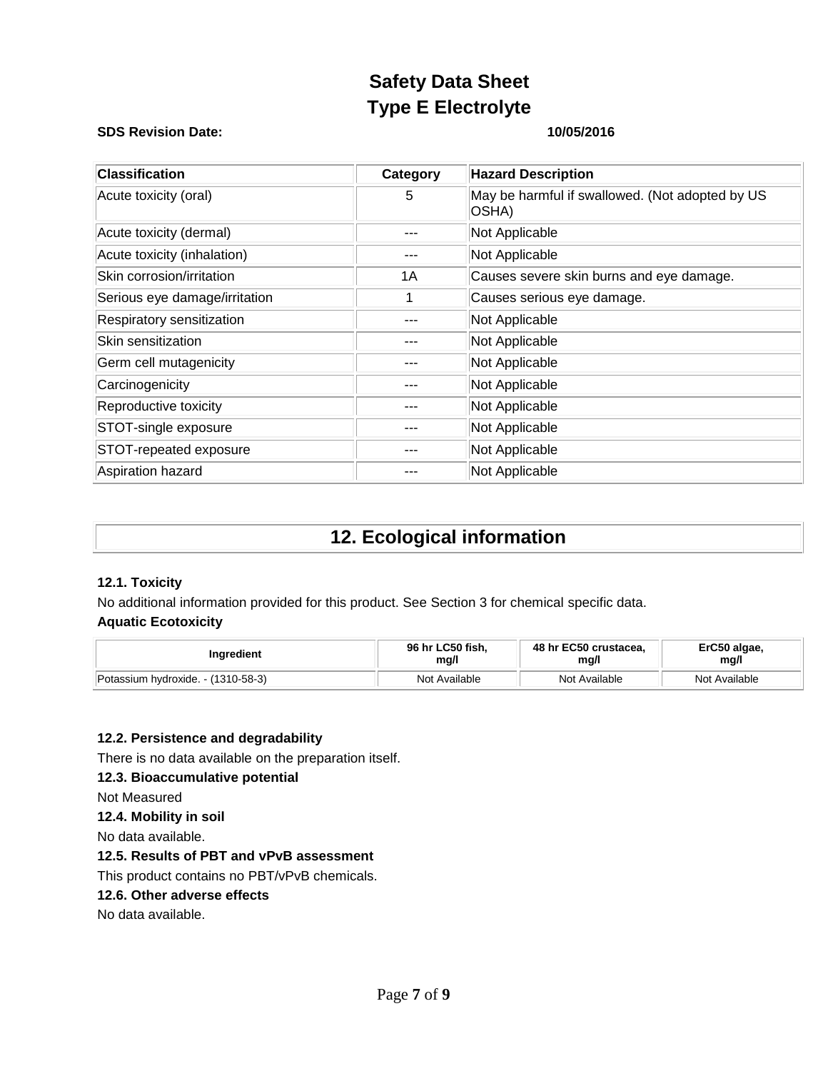**Safety Data Sheet**
**Type E Electrolyte**

**SDS Revision Date:** **10/05/2016**

| Classification | Category | Hazard Description |
|---|---|---|
| Acute toxicity (oral) | 5 | May be harmful if swallowed. (Not adopted by US OSHA) |
| Acute toxicity (dermal) | --- | Not Applicable |
| Acute toxicity (inhalation) | --- | Not Applicable |
| Skin corrosion/irritation | 1A | Causes severe skin burns and eye damage. |
| Serious eye damage/irritation | 1 | Causes serious eye damage. |
| Respiratory sensitization | --- | Not Applicable |
| Skin sensitization | --- | Not Applicable |
| Germ cell mutagenicity | --- | Not Applicable |
| Carcinogenicity | --- | Not Applicable |
| Reproductive toxicity | --- | Not Applicable |
| STOT-single exposure | --- | Not Applicable |
| STOT-repeated exposure | --- | Not Applicable |
| Aspiration hazard | --- | Not Applicable |

## 12. Ecological information

**12.1. Toxicity**

No additional information provided for this product. See Section 3 for chemical specific data.

**Aquatic Ecotoxicity**

| Ingredient | 96 hr LC50 fish, mg/l | 48 hr EC50 crustacea, mg/l | ErC50 algae, mg/l |
|---|---|---|---|
| Potassium hydroxide. - (1310-58-3) | Not Available | Not Available | Not Available |

**12.2. Persistence and degradability**

There is no data available on the preparation itself.

**12.3. Bioaccumulative potential**

Not Measured

**12.4. Mobility in soil**

No data available.

**12.5. Results of PBT and vPvB assessment**

This product contains no PBT/vPvB chemicals.

**12.6. Other adverse effects**

No data available.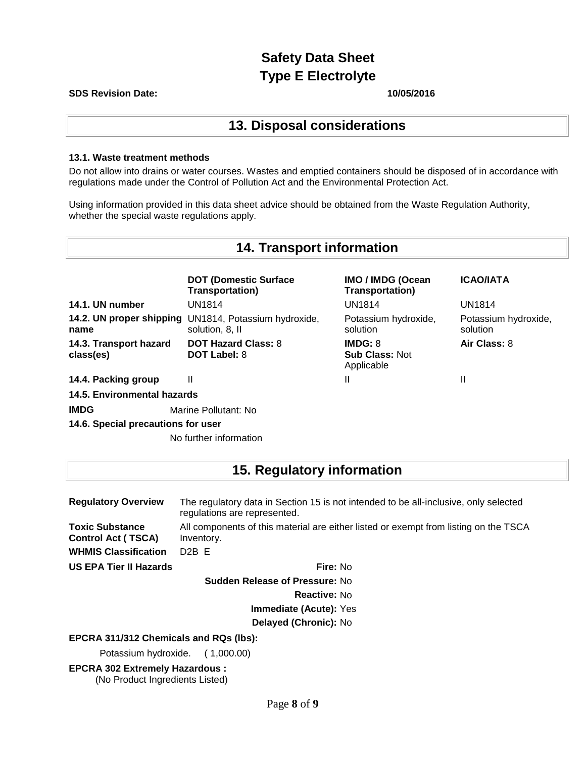## 13. Disposal considerations

**13.1. Waste treatment methods**

Do not allow into drains or water courses. Wastes and emptied containers should be disposed of in accordance with regulations made under the Control of Pollution Act and the Environmental Protection Act.

Using information provided in this data sheet advice should be obtained from the Waste Regulation Authority, whether the special waste regulations apply.

## 14. Transport information

| | DOT (Domestic Surface Transportation) | IMO / IMDG (Ocean Transportation) | ICAO/IATA |
|---|---|---|---|
| **14.1. UN number** | UN1814 | UN1814 | UN1814 |
| **14.2. UN proper shipping name** | UN1814, Potassium hydroxide, solution, 8, II | Potassium hydroxide, solution | Potassium hydroxide, solution |
| **14.3. Transport hazard class(es)** | **DOT Hazard Class:** 8<br>**DOT Label:** 8 | **IMDG:** 8<br>**Sub Class:** Not Applicable | **Air Class:** 8 |
| **14.4. Packing group** | II | II | II |

**14.5. Environmental hazards**

**IMDG** Marine Pollutant: No

**14.6. Special precautions for user**

No further information

## 15. Regulatory information

**Regulatory Overview** The regulatory data in Section 15 is not intended to be all-inclusive, only selected regulations are represented.

**Toxic Substance Control Act ( TSCA)** All components of this material are either listed or exempt from listing on the TSCA Inventory.

**WHMIS Classification** D2B E

**US EPA Tier II Hazards**

**Fire:** No

**Sudden Release of Pressure:** No

**Reactive:** No

**Immediate (Acute):** Yes

**Delayed (Chronic):** No

**EPCRA 311/312 Chemicals and RQs (lbs):**

Potassium hydroxide. ( 1,000.00)

**EPCRA 302 Extremely Hazardous :**

(No Product Ingredients Listed)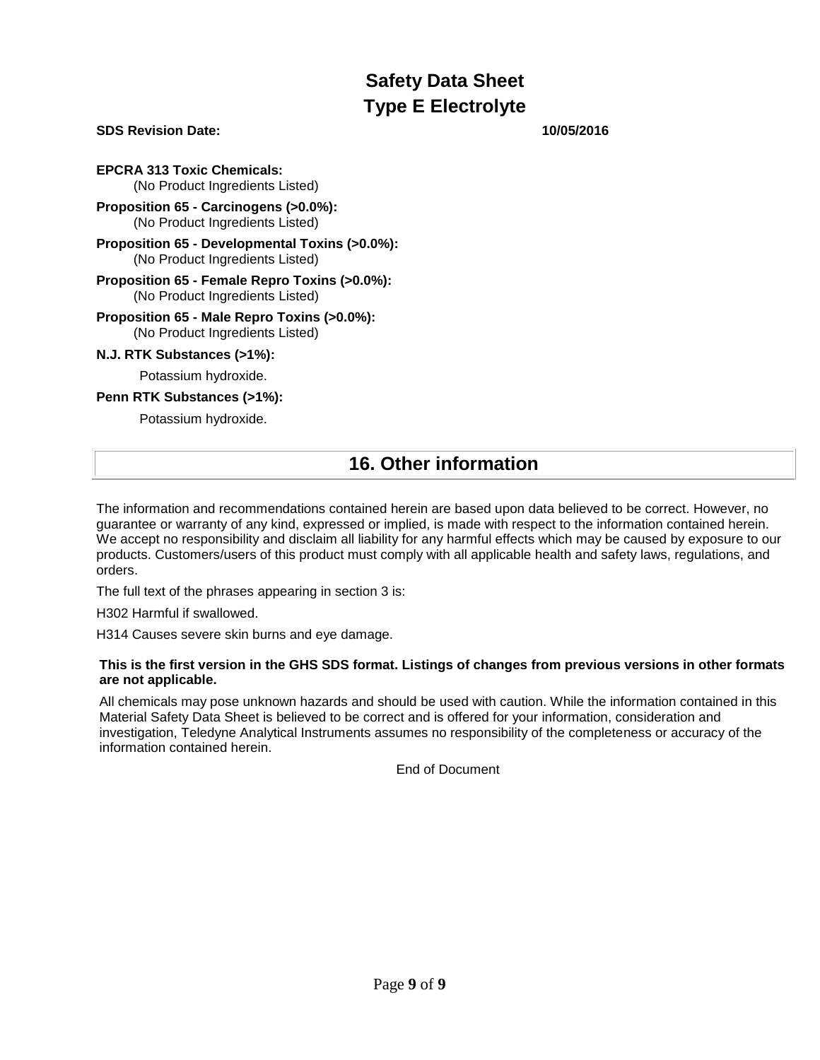**EPCRA 313 Toxic Chemicals:**
(No Product Ingredients Listed)

**Proposition 65 - Carcinogens (>0.0%):**
(No Product Ingredients Listed)

**Proposition 65 - Developmental Toxins (>0.0%):**
(No Product Ingredients Listed)

**Proposition 65 - Female Repro Toxins (>0.0%):**
(No Product Ingredients Listed)

**Proposition 65 - Male Repro Toxins (>0.0%):**
(No Product Ingredients Listed)

**N.J. RTK Substances (>1%):**

Potassium hydroxide.

**Penn RTK Substances (>1%):**

Potassium hydroxide.

## 16. Other information

The information and recommendations contained herein are based upon data believed to be correct. However, no guarantee or warranty of any kind, expressed or implied, is made with respect to the information contained herein. We accept no responsibility and disclaim all liability for any harmful effects which may be caused by exposure to our products. Customers/users of this product must comply with all applicable health and safety laws, regulations, and orders.

The full text of the phrases appearing in section 3 is:

H302 Harmful if swallowed.

H314 Causes severe skin burns and eye damage.

**This is the first version in the GHS SDS format. Listings of changes from previous versions in other formats are not applicable.**

All chemicals may pose unknown hazards and should be used with caution. While the information contained in this Material Safety Data Sheet is believed to be correct and is offered for your information, consideration and investigation, Teledyne Analytical Instruments assumes no responsibility of the completeness or accuracy of the information contained herein.

End of Document